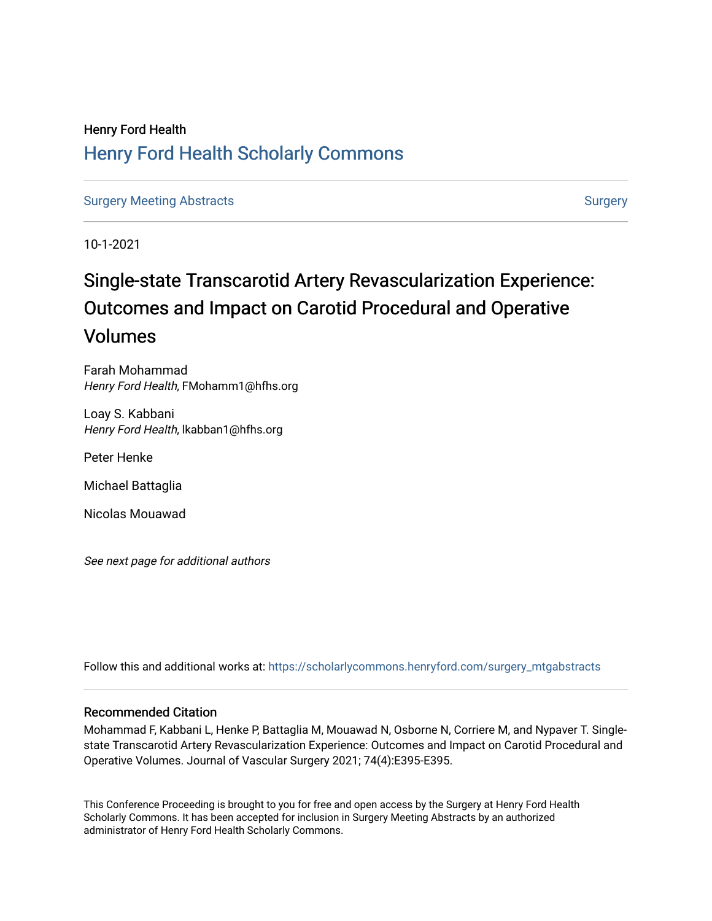Henry Ford Health

## Henry Ford Health Scholarly Commons

Surgery Meeting Abstracts | Surgery

10-1-2021

# Single-state Transcarotid Artery Revascularization Experience: Outcomes and Impact on Carotid Procedural and Operative Volumes

Farah Mohammad
*Henry Ford Health*, FMohamm1@hfhs.org

Loay S. Kabbani
*Henry Ford Health*, lkabban1@hfhs.org

Peter Henke

Michael Battaglia

Nicolas Mouawad

*See next page for additional authors*

Follow this and additional works at: https://scholarlycommons.henryford.com/surgery_mtgabstracts

### Recommended Citation

Mohammad F, Kabbani L, Henke P, Battaglia M, Mouawad N, Osborne N, Corriere M, and Nypaver T. Single-state Transcarotid Artery Revascularization Experience: Outcomes and Impact on Carotid Procedural and Operative Volumes. Journal of Vascular Surgery 2021; 74(4):E395-E395.

This Conference Proceeding is brought to you for free and open access by the Surgery at Henry Ford Health Scholarly Commons. It has been accepted for inclusion in Surgery Meeting Abstracts by an authorized administrator of Henry Ford Health Scholarly Commons.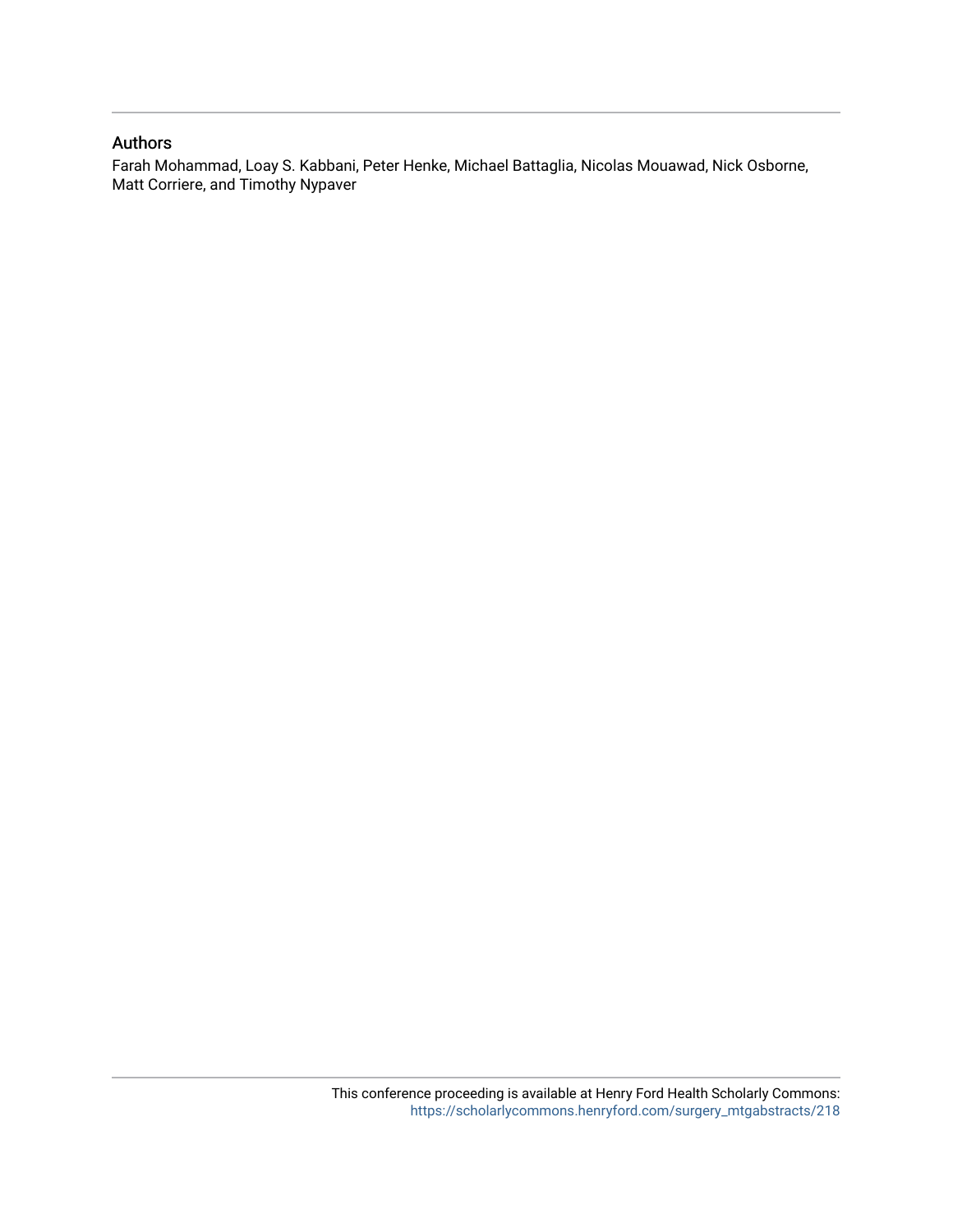## Authors

Farah Mohammad, Loay S. Kabbani, Peter Henke, Michael Battaglia, Nicolas Mouawad, Nick Osborne, Matt Corriere, and Timothy Nypaver

This conference proceeding is available at Henry Ford Health Scholarly Commons: https://scholarlycommons.henryford.com/surgery_mtgabstracts/218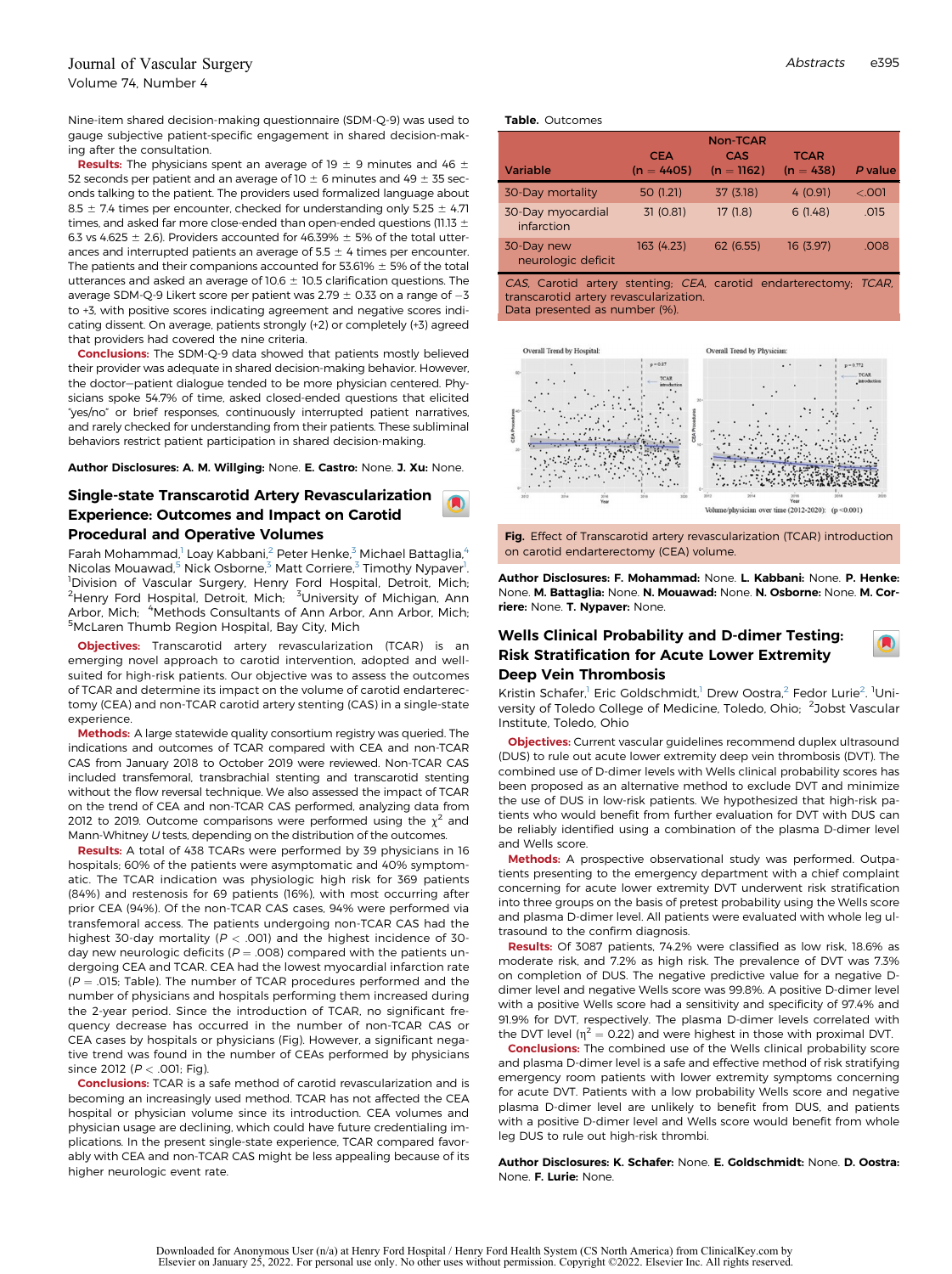Nine-item shared decision-making questionnaire (SDM-Q-9) was used to gauge subjective patient-specific engagement in shared decision-making after the consultation.

**Results:** The physicians spent an average of 19 ± 9 minutes and 46 ± 52 seconds per patient and an average of 10 ± 6 minutes and 49 ± 35 seconds talking to the patient. The providers used formalized language about 8.5 ± 7.4 times per encounter, checked for understanding only 5.25 ± 4.71 times, and asked far more close-ended than open-ended questions (11.13 ± 6.3 vs 4.625 ± 2.6). Providers accounted for 46.39% ± 5% of the total utterances and interrupted patients an average of 5.5 ± 4 times per encounter. The patients and their companions accounted for 53.61% ± 5% of the total utterances and asked an average of 10.6 ± 10.5 clarification questions. The average SDM-Q-9 Likert score per patient was 2.79 ± 0.33 on a range of −3 to +3, with positive scores indicating agreement and negative scores indicating dissent. On average, patients strongly (+2) or completely (+3) agreed that providers had covered the nine criteria.

**Conclusions:** The SDM-Q-9 data showed that patients mostly believed their provider was adequate in shared decision-making behavior. However, the doctor–patient dialogue tended to be more physician centered. Physicians spoke 54.7% of time, asked closed-ended questions that elicited "yes/no" or brief responses, continuously interrupted patient narratives, and rarely checked for understanding from their patients. These subliminal behaviors restrict patient participation in shared decision-making.

**Author Disclosures: A. M. Willging:** None. **E. Castro:** None. **J. Xu:** None.

## Single-state Transcarotid Artery Revascularization Experience: Outcomes and Impact on Carotid Procedural and Operative Volumes

Farah Mohammad,[1] Loay Kabbani,[2] Peter Henke,[3] Michael Battaglia,[4] Nicolas Mouawad,[5] Nick Osborne,[3] Matt Corriere,[3] Timothy Nypaver[1]. [1]Division of Vascular Surgery, Henry Ford Hospital, Detroit, Mich; [2]Henry Ford Hospital, Detroit, Mich; [3]University of Michigan, Ann Arbor, Mich; [4]Methods Consultants of Ann Arbor, Ann Arbor, Mich; [5]McLaren Thumb Region Hospital, Bay City, Mich

**Objectives:** Transcarotid artery revascularization (TCAR) is an emerging novel approach to carotid intervention, adopted and well-suited for high-risk patients. Our objective was to assess the outcomes of TCAR and determine its impact on the volume of carotid endarterectomy (CEA) and non-TCAR carotid artery stenting (CAS) in a single-state experience.

**Methods:** A large statewide quality consortium registry was queried. The indications and outcomes of TCAR compared with CEA and non-TCAR CAS from January 2018 to October 2019 were reviewed. Non-TCAR CAS included transfemoral, transbrachial stenting and transcarotid stenting without the flow reversal technique. We also assessed the impact of TCAR on the trend of CEA and non-TCAR CAS performed, analyzing data from 2012 to 2019. Outcome comparisons were performed using the $\chi^2$ and Mann-Whitney *U* tests, depending on the distribution of the outcomes.

**Results:** A total of 438 TCARs were performed by 39 physicians in 16 hospitals; 60% of the patients were asymptomatic and 40% symptomatic. The TCAR indication was physiologic high risk for 369 patients (84%) and restenosis for 69 patients (16%), with most occurring after prior CEA (94%). Of the non-TCAR CAS cases, 94% were performed via transfemoral access. The patients undergoing non-TCAR CAS had the highest 30-day mortality ($P < .001$) and the highest incidence of 30-day new neurologic deficits ($P = .008$) compared with the patients undergoing CEA and TCAR. CEA had the lowest myocardial infarction rate ($P = .015$; Table). The number of TCAR procedures performed and the number of physicians and hospitals performing them increased during the 2-year period. Since the introduction of TCAR, no significant frequency decrease has occurred in the number of non-TCAR CAS or CEA cases by hospitals or physicians (Fig). However, a significant negative trend was found in the number of CEAs performed by physicians since 2012 ($P < .001$; Fig).

**Conclusions:** TCAR is a safe method of carotid revascularization and is becoming an increasingly used method. TCAR has not affected the CEA hospital or physician volume since its introduction. CEA volumes and physician usage are declining, which could have future credentialing implications. In the present single-state experience, TCAR compared favorably with CEA and non-TCAR CAS might be less appealing because of its higher neurologic event rate.

**Table.** Outcomes

| Variable | CEA (n = 4405) | Non-TCAR CAS (n = 1162) | TCAR (n = 438) | P value |
|---|---|---|---|---|
| 30-Day mortality | 50 (1.21) | 37 (3.18) | 4 (0.91) | <.001 |
| 30-Day myocardial infarction | 31 (0.81) | 17 (1.8) | 6 (1.48) | .015 |
| 30-Day new neurologic deficit | 163 (4.23) | 62 (6.55) | 16 (3.97) | .008 |

*CAS*, Carotid artery stenting; *CEA*, carotid endarterectomy; *TCAR*, transcarotid artery revascularization.
Data presented as number (%).

Overall Trend by Hospital:
p=0.07
TCAR introduction
CEA Procedures
Year

Overall Trend by Physician:
p=0.772
TCAR introduction
CEA Procedures
Year
Volume/physician over time (2012-2020): (p<0.001)

**Fig.** Effect of Transcarotid artery revascularization (TCAR) introduction on carotid endarterectomy (CEA) volume.

**Author Disclosures: F. Mohammad:** None. **L. Kabbani:** None. **P. Henke:** None. **M. Battaglia:** None. **N. Mouawad:** None. **N. Osborne:** None. **M. Corriere:** None. **T. Nypaver:** None.

## Wells Clinical Probability and D-dimer Testing: Risk Stratification for Acute Lower Extremity Deep Vein Thrombosis

Kristin Schafer,[1] Eric Goldschmidt,[1] Drew Oostra,[2] Fedor Lurie[2]. [1]University of Toledo College of Medicine, Toledo, Ohio; [2]Jobst Vascular Institute, Toledo, Ohio

**Objectives:** Current vascular guidelines recommend duplex ultrasound (DUS) to rule out acute lower extremity deep vein thrombosis (DVT). The combined use of D-dimer levels with Wells clinical probability scores has been proposed as an alternative method to exclude DVT and minimize the use of DUS in low-risk patients. We hypothesized that high-risk patients who would benefit from further evaluation for DVT with DUS can be reliably identified using a combination of the plasma D-dimer level and Wells score.

**Methods:** A prospective observational study was performed. Outpatients presenting to the emergency department with a chief complaint concerning for acute lower extremity DVT underwent risk stratification into three groups on the basis of pretest probability using the Wells score and plasma D-dimer level. All patients were evaluated with whole leg ultrasound to the confirm diagnosis.

**Results:** Of 3087 patients, 74.2% were classified as low risk, 18.6% as moderate risk, and 7.2% as high risk. The prevalence of DVT was 7.3% on completion of DUS. The negative predictive value for a negative D-dimer level and negative Wells score was 99.8%. A positive D-dimer level with a positive Wells score had a sensitivity and specificity of 97.4% and 91.9% for DVT, respectively. The plasma D-dimer levels correlated with the DVT level ($\eta^2 = 0.22$) and were highest in those with proximal DVT.

**Conclusions:** The combined use of the Wells clinical probability score and plasma D-dimer level is a safe and effective method of risk stratifying emergency room patients with lower extremity symptoms concerning for acute DVT. Patients with a low probability Wells score and negative plasma D-dimer level are unlikely to benefit from DUS, and patients with a positive D-dimer level and Wells score would benefit from whole leg DUS to rule out high-risk thrombi.

**Author Disclosures: K. Schafer:** None. **E. Goldschmidt:** None. **D. Oostra:** None. **F. Lurie:** None.